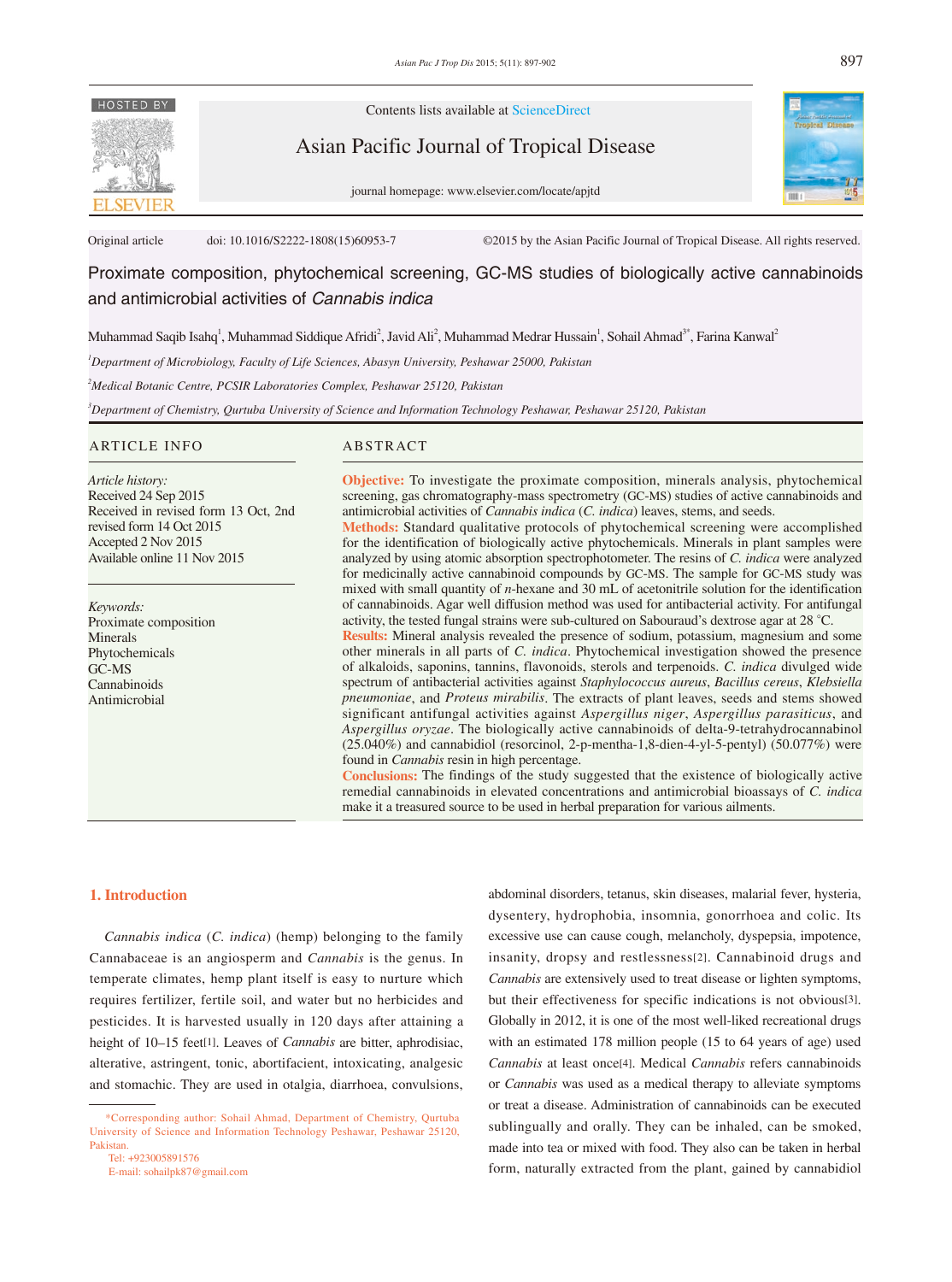Original article doi: 10.1016/S2222-1808(15)60953-7 ©2015 by the Asian Pacific Journal of Tropical Disease. All rights reserved.

# Proximate composition, phytochemical screening, GC-MS studies of biologically active cannabinoids and antimicrobial activities of *Cannabis indica*

Muhammad Saqib Isahq[1], Muhammad Siddique Afridi[2], Javid Ali[2], Muhammad Medrar Hussain[1], Sohail Ahmad[3*], Farina Kanwal[2]

[1]*Department of Microbiology, Faculty of Life Sciences, Abasyn University, Peshawar 25000, Pakistan*

[2]*Medical Botanic Centre, PCSIR Laboratories Complex, Peshawar 25120, Pakistan*

[3]*Department of Chemistry, Qurtuba University of Science and Information Technology Peshawar, Peshawar 25120, Pakistan*

## ARTICLE INFO

*Article history:*
Received 24 Sep 2015
Received in revised form 13 Oct, 2nd revised form 14 Oct 2015
Accepted 2 Nov 2015
Available online 11 Nov 2015

*Keywords:*
Proximate composition
Minerals
Phytochemicals
GC-MS
Cannabinoids
Antimicrobial

## ABSTRACT

**Objective:** To investigate the proximate composition, minerals analysis, phytochemical screening, gas chromatography-mass spectrometry (GC-MS) studies of active cannabinoids and antimicrobial activities of *Cannabis indica* (*C. indica*) leaves, stems, and seeds.

**Methods:** Standard qualitative protocols of phytochemical screening were accomplished for the identification of biologically active phytochemicals. Minerals in plant samples were analyzed by using atomic absorption spectrophotometer. The resins of *C. indica* were analyzed for medicinally active cannabinoid compounds by GC-MS. The sample for GC-MS study was mixed with small quantity of *n*-hexane and 30 mL of acetonitrile solution for the identification of cannabinoids. Agar well diffusion method was used for antibacterial activity. For antifungal activity, the tested fungal strains were sub-cultured on Sabouraud's dextrose agar at 28 °C.

**Results:** Mineral analysis revealed the presence of sodium, potassium, magnesium and some other minerals in all parts of *C. indica*. Phytochemical investigation showed the presence of alkaloids, saponins, tannins, flavonoids, sterols and terpenoids. *C. indica* divulged wide spectrum of antibacterial activities against *Staphylococcus aureus*, *Bacillus cereus*, *Klebsiella pneumoniae*, and *Proteus mirabilis*. The extracts of plant leaves, seeds and stems showed significant antifungal activities against *Aspergillus niger*, *Aspergillus parasiticus*, and *Aspergillus oryzae*. The biologically active cannabinoids of delta-9-tetrahydrocannabinol (25.040%) and cannabidiol (resorcinol, 2-p-mentha-1,8-dien-4-yl-5-pentyl) (50.077%) were found in *Cannabis* resin in high percentage.

**Conclusions:** The findings of the study suggested that the existence of biologically active remedial cannabinoids in elevated concentrations and antimicrobial bioassays of *C. indica* make it a treasured source to be used in herbal preparation for various ailments.

## 1. Introduction

*Cannabis indica* (*C. indica*) (hemp) belonging to the family Cannabaceae is an angiosperm and *Cannabis* is the genus. In temperate climates, hemp plant itself is easy to nurture which requires fertilizer, fertile soil, and water but no herbicides and pesticides. It is harvested usually in 120 days after attaining a height of 10–15 feet[1]. Leaves of *Cannabis* are bitter, aphrodisiac, alterative, astringent, tonic, abortifacient, intoxicating, analgesic and stomachic. They are used in otalgia, diarrhoea, convulsions, abdominal disorders, tetanus, skin diseases, malarial fever, hysteria, dysentery, hydrophobia, insomnia, gonorrhoea and colic. Its excessive use can cause cough, melancholy, dyspepsia, impotence, insanity, dropsy and restlessness[2]. Cannabinoid drugs and *Cannabis* are extensively used to treat disease or lighten symptoms, but their effectiveness for specific indications is not obvious[3]. Globally in 2012, it is one of the most well-liked recreational drugs with an estimated 178 million people (15 to 64 years of age) used *Cannabis* at least once[4]. Medical *Cannabis* refers cannabinoids or *Cannabis* was used as a medical therapy to alleviate symptoms or treat a disease. Administration of cannabinoids can be executed sublingually and orally. They can be inhaled, can be smoked, made into tea or mixed with food. They also can be taken in herbal form, naturally extracted from the plant, gained by cannabidiol

*Corresponding author: Sohail Ahmad, Department of Chemistry, Qurtuba University of Science and Information Technology Peshawar, Peshawar 25120, Pakistan.
Tel: +923005891576
E-mail: sohailpk87@gmail.com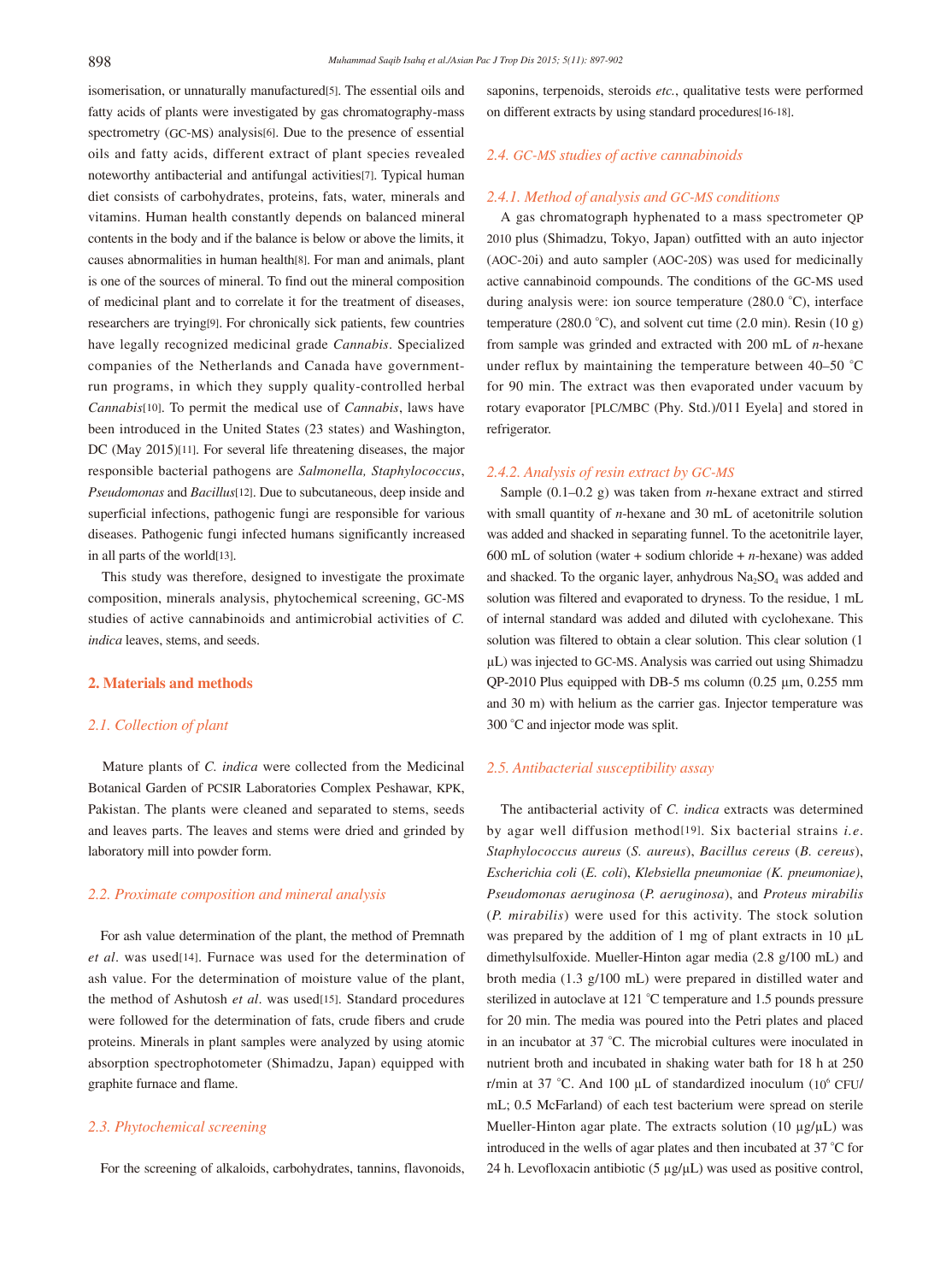isomerisation, or unnaturally manufactured[5]. The essential oils and fatty acids of plants were investigated by gas chromatography-mass spectrometry (GC-MS) analysis[6]. Due to the presence of essential oils and fatty acids, different extract of plant species revealed noteworthy antibacterial and antifungal activities[7]. Typical human diet consists of carbohydrates, proteins, fats, water, minerals and vitamins. Human health constantly depends on balanced mineral contents in the body and if the balance is below or above the limits, it causes abnormalities in human health[8]. For man and animals, plant is one of the sources of mineral. To find out the mineral composition of medicinal plant and to correlate it for the treatment of diseases, researchers are trying[9]. For chronically sick patients, few countries have legally recognized medicinal grade *Cannabis*. Specialized companies of the Netherlands and Canada have government-run programs, in which they supply quality-controlled herbal *Cannabis*[10]. To permit the medical use of *Cannabis*, laws have been introduced in the United States (23 states) and Washington, DC (May 2015)[11]. For several life threatening diseases, the major responsible bacterial pathogens are *Salmonella, Staphylococcus*, *Pseudomonas* and *Bacillus*[12]. Due to subcutaneous, deep inside and superficial infections, pathogenic fungi are responsible for various diseases. Pathogenic fungi infected humans significantly increased in all parts of the world[13].

This study was therefore, designed to investigate the proximate composition, minerals analysis, phytochemical screening, GC-MS studies of active cannabinoids and antimicrobial activities of *C. indica* leaves, stems, and seeds.

## 2. Materials and methods

### 2.1. Collection of plant

Mature plants of *C. indica* were collected from the Medicinal Botanical Garden of PCSIR Laboratories Complex Peshawar, KPK, Pakistan. The plants were cleaned and separated to stems, seeds and leaves parts. The leaves and stems were dried and grinded by laboratory mill into powder form.

### 2.2. Proximate composition and mineral analysis

For ash value determination of the plant, the method of Premnath *et al*. was used[14]. Furnace was used for the determination of ash value. For the determination of moisture value of the plant, the method of Ashutosh *et al*. was used[15]. Standard procedures were followed for the determination of fats, crude fibers and crude proteins. Minerals in plant samples were analyzed by using atomic absorption spectrophotometer (Shimadzu, Japan) equipped with graphite furnace and flame.

### 2.3. Phytochemical screening

For the screening of alkaloids, carbohydrates, tannins, flavonoids, saponins, terpenoids, steroids *etc.*, qualitative tests were performed on different extracts by using standard procedures[16-18].

### 2.4. GC-MS studies of active cannabinoids

#### 2.4.1. Method of analysis and GC-MS conditions

A gas chromatograph hyphenated to a mass spectrometer QP 2010 plus (Shimadzu, Tokyo, Japan) outfitted with an auto injector (AOC-20i) and auto sampler (AOC-20S) was used for medicinally active cannabinoid compounds. The conditions of the GC-MS used during analysis were: ion source temperature (280.0 °C), interface temperature (280.0 °C), and solvent cut time (2.0 min). Resin (10 g) from sample was grinded and extracted with 200 mL of *n*-hexane under reflux by maintaining the temperature between 40–50 °C for 90 min. The extract was then evaporated under vacuum by rotary evaporator [PLC/MBC (Phy. Std.)/011 Eyela] and stored in refrigerator.

#### 2.4.2. Analysis of resin extract by GC-MS

Sample (0.1–0.2 g) was taken from *n*-hexane extract and stirred with small quantity of *n*-hexane and 30 mL of acetonitrile solution was added and shacked in separating funnel. To the acetonitrile layer, 600 mL of solution (water + sodium chloride + *n*-hexane) was added and shacked. To the organic layer, anhydrous $Na_2SO_4$ was added and solution was filtered and evaporated to dryness. To the residue, 1 mL of internal standard was added and diluted with cyclohexane. This solution was filtered to obtain a clear solution. This clear solution (1 µL) was injected to GC-MS. Analysis was carried out using Shimadzu QP-2010 Plus equipped with DB-5 ms column (0.25 µm, 0.255 mm and 30 m) with helium as the carrier gas. Injector temperature was 300 °C and injector mode was split.

### 2.5. Antibacterial susceptibility assay

The antibacterial activity of *C. indica* extracts was determined by agar well diffusion method[19]. Six bacterial strains *i.e. Staphylococcus aureus* (*S. aureus*), *Bacillus cereus* (*B. cereus*), *Escherichia coli* (*E. coli*), *Klebsiella pneumoniae (K. pneumoniae)*, *Pseudomonas aeruginosa* (*P. aeruginosa*), and *Proteus mirabilis* (*P. mirabilis*) were used for this activity. The stock solution was prepared by the addition of 1 mg of plant extracts in 10 µL dimethylsulfoxide. Mueller-Hinton agar media (2.8 g/100 mL) and broth media (1.3 g/100 mL) were prepared in distilled water and sterilized in autoclave at 121 °C temperature and 1.5 pounds pressure for 20 min. The media was poured into the Petri plates and placed in an incubator at 37 °C. The microbial cultures were inoculated in nutrient broth and incubated in shaking water bath for 18 h at 250 r/min at 37 °C. And 100 µL of standardized inoculum ($10^6$ CFU/mL; 0.5 McFarland) of each test bacterium were spread on sterile Mueller-Hinton agar plate. The extracts solution (10 µg/µL) was introduced in the wells of agar plates and then incubated at 37 °C for 24 h. Levofloxacin antibiotic (5 µg/µL) was used as positive control,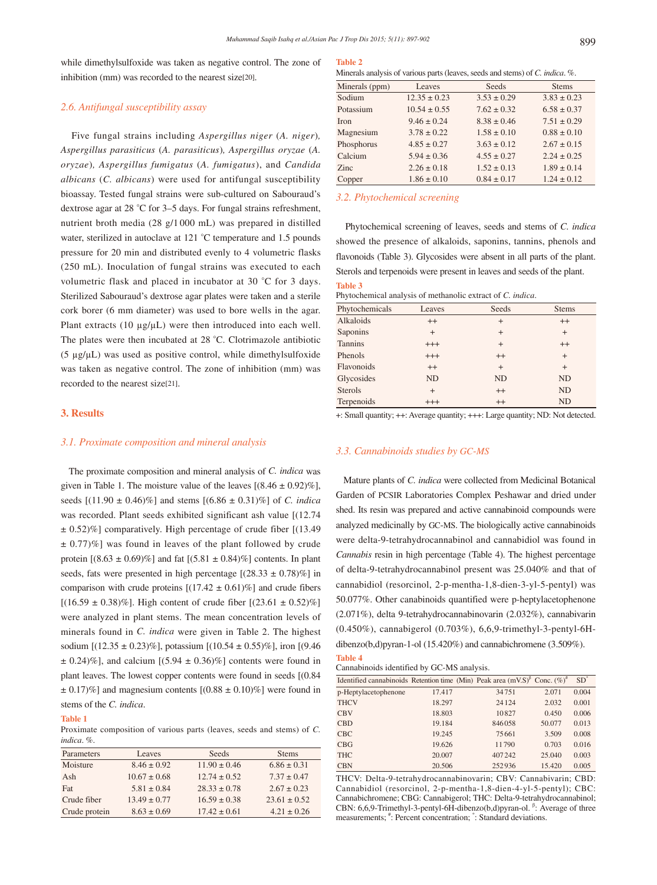while dimethylsulfoxide was taken as negative control. The zone of inhibition (mm) was recorded to the nearest size[20].

### 2.6. Antifungal susceptibility assay

Five fungal strains including *Aspergillus niger* (*A. niger*), *Aspergillus parasiticus* (*A. parasiticus*), *Aspergillus oryzae* (*A. oryzae*), *Aspergillus fumigatus* (*A. fumigatus*), and *Candida albicans* (*C. albicans*) were used for antifungal susceptibility bioassay. Tested fungal strains were sub-cultured on Sabouraud's dextrose agar at 28 °C for 3–5 days. For fungal strains refreshment, nutrient broth media (28 g/1 000 mL) was prepared in distilled water, sterilized in autoclave at 121 °C temperature and 1.5 pounds pressure for 20 min and distributed evenly to 4 volumetric flasks (250 mL). Inoculation of fungal strains was executed to each volumetric flask and placed in incubator at 30 °C for 3 days. Sterilized Sabouraud's dextrose agar plates were taken and a sterile cork borer (6 mm diameter) was used to bore wells in the agar. Plant extracts (10 µg/µL) were then introduced into each well. The plates were then incubated at 28 °C. Clotrimazole antibiotic (5 µg/µL) was used as positive control, while dimethylsulfoxide was taken as negative control. The zone of inhibition (mm) was recorded to the nearest size[21].

## 3. Results

### 3.1. Proximate composition and mineral analysis

The proximate composition and mineral analysis of *C. indica* was given in Table 1. The moisture value of the leaves [(8.46 ± 0.92)%], seeds [(11.90 ± 0.46)%] and stems [(6.86 ± 0.31)%] of *C. indica* was recorded. Plant seeds exhibited significant ash value [(12.74 ± 0.52)%] comparatively. High percentage of crude fiber [(13.49 ± 0.77)%] was found in leaves of the plant followed by crude protein [(8.63 ± 0.69)%] and fat [(5.81 ± 0.84)%] contents. In plant seeds, fats were presented in high percentage [(28.33 ± 0.78)%] in comparison with crude proteins [(17.42 ± 0.61)%] and crude fibers [(16.59 ± 0.38)%]. High content of crude fiber [(23.61 ± 0.52)%] were analyzed in plant stems. The mean concentration levels of minerals found in *C. indica* were given in Table 2. The highest sodium [(12.35 ± 0.23)%], potassium [(10.54 ± 0.55)%], iron [(9.46 ± 0.24)%], and calcium [(5.94 ± 0.36)%] contents were found in plant leaves. The lowest copper contents were found in seeds [(0.84 ± 0.17)%] and magnesium contents [(0.88 ± 0.10)%] were found in stems of the *C. indica*.

**Table 1**
Proximate composition of various parts (leaves, seeds and stems) of *C. indica*. %.

| Parameters | Leaves | Seeds | Stems |
|---|---|---|---|
| Moisture | 8.46 ± 0.92 | 11.90 ± 0.46 | 6.86 ± 0.31 |
| Ash | 10.67 ± 0.68 | 12.74 ± 0.52 | 7.37 ± 0.47 |
| Fat | 5.81 ± 0.84 | 28.33 ± 0.78 | 2.67 ± 0.23 |
| Crude fiber | 13.49 ± 0.77 | 16.59 ± 0.38 | 23.61 ± 0.52 |
| Crude protein | 8.63 ± 0.69 | 17.42 ± 0.61 | 4.21 ± 0.26 |

**Table 2**
Minerals analysis of various parts (leaves, seeds and stems) of *C. indica*. %.

| Minerals (ppm) | Leaves | Seeds | Stems |
|---|---|---|---|
| Sodium | 12.35 ± 0.23 | 3.53 ± 0.29 | 3.83 ± 0.23 |
| Potassium | 10.54 ± 0.55 | 7.62 ± 0.32 | 6.58 ± 0.37 |
| Iron | 9.46 ± 0.24 | 8.38 ± 0.46 | 7.51 ± 0.29 |
| Magnesium | 3.78 ± 0.22 | 1.58 ± 0.10 | 0.88 ± 0.10 |
| Phosphorus | 4.85 ± 0.27 | 3.63 ± 0.12 | 2.67 ± 0.15 |
| Calcium | 5.94 ± 0.36 | 4.55 ± 0.27 | 2.24 ± 0.25 |
| Zinc | 2.26 ± 0.18 | 1.52 ± 0.13 | 1.89 ± 0.14 |
| Copper | 1.86 ± 0.10 | 0.84 ± 0.17 | 1.24 ± 0.12 |

### 3.2. Phytochemical screening

Phytochemical screening of leaves, seeds and stems of *C. indica* showed the presence of alkaloids, saponins, tannins, phenols and flavonoids (Table 3). Glycosides were absent in all parts of the plant. Sterols and terpenoids were present in leaves and seeds of the plant.

**Table 3**
Phytochemical analysis of methanolic extract of *C. indica*.

| Phytochemicals | Leaves | Seeds | Stems |
|---|---|---|---|
| Alkaloids | ++ | + | ++ |
| Saponins | + | + | + |
| Tannins | +++ | + | ++ |
| Phenols | +++ | ++ | + |
| Flavonoids | ++ | + | + |
| Glycosides | ND | ND | ND |
| Sterols | + | ++ | ND |
| Terpenoids | +++ | ++ | ND |

+: Small quantity; ++: Average quantity; +++: Large quantity; ND: Not detected.

### 3.3. Cannabinoids studies by GC-MS

Mature plants of *C. indica* were collected from Medicinal Botanical Garden of PCSIR Laboratories Complex Peshawar and dried under shed. Its resin was prepared and active cannabinoid compounds were analyzed medicinally by GC-MS. The biologically active cannabinoids were delta-9-tetrahydrocannabinol and cannabidiol was found in *Cannabis* resin in high percentage (Table 4). The highest percentage of delta-9-tetrahydrocannabinol present was 25.040% and that of cannabidiol (resorcinol, 2-p-mentha-1,8-dien-3-yl-5-pentyl) was 50.077%. Other canabinoids quantified were p-heptylacetophenone (2.071%), delta 9-tetrahydrocannabinovarin (2.032%), cannabivarin (0.450%), cannabigerol (0.703%), 6,6,9-trimethyl-3-pentyl-6H-dibenzo(b,d)pyran-1-ol (15.420%) and cannabichromene (3.509%).

**Table 4**
Cannabinoids identified by GC-MS analysis.

| Identified cannabinoids | Retention time (Min) | Peak area (mV.S)[β] | Conc. (%)[#] | SD[*] |
|---|---|---|---|---|
| p-Heptylacetophenone | 17.417 | 34 751 | 2.071 | 0.004 |
| THCV | 18.297 | 24 124 | 2.032 | 0.001 |
| CBV | 18.803 | 10 827 | 0.450 | 0.006 |
| CBD | 19.184 | 846 058 | 50.077 | 0.013 |
| CBC | 19.245 | 75 661 | 3.509 | 0.008 |
| CBG | 19.626 | 11 790 | 0.703 | 0.016 |
| THC | 20.007 | 407 242 | 25.040 | 0.003 |
| CBN | 20.506 | 252 936 | 15.420 | 0.005 |

THCV: Delta-9-tetrahydrocannabinovarin; CBV: Cannabivarin; CBD: Cannabidiol (resorcinol, 2-p-mentha-1,8-dien-4-yl-5-pentyl); CBC: Cannabichromene; CBG: Cannabigerol; THC: Delta-9-tetrahydrocannabinol; CBN: 6,6,9-Trimethyl-3-pentyl-6H-dibenzo(b,d)pyran-ol. β: Average of three measurements; #: Percent concentration; *: Standard deviations.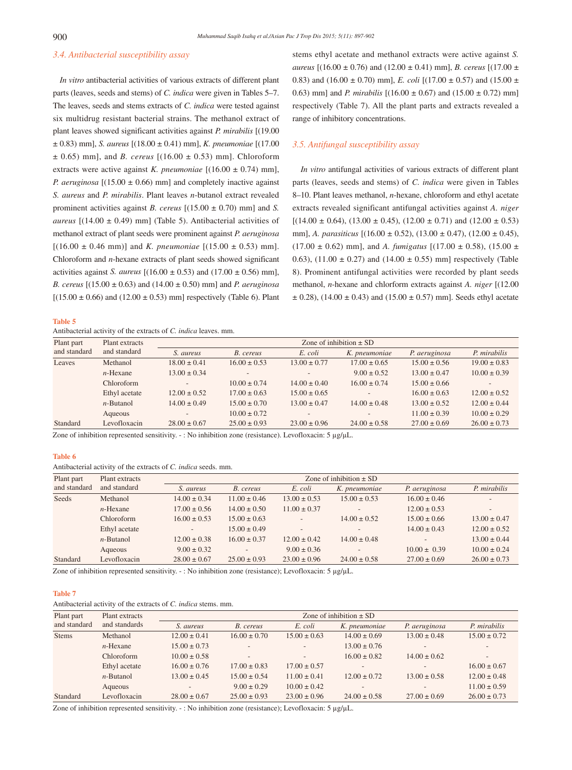### 3.4. Antibacterial susceptibility assay

*In vitro* antibacterial activities of various extracts of different plant parts (leaves, seeds and stems) of *C. indica* were given in Tables 5–7. The leaves, seeds and stems extracts of *C. indica* were tested against six multidrug resistant bacterial strains. The methanol extract of plant leaves showed significant activities against *P. mirabilis* [(19.00 ± 0.83) mm], *S. aureus* [(18.00 ± 0.41) mm], *K. pneumoniae* [(17.00 ± 0.65) mm], and *B. cereus* [(16.00 ± 0.53) mm]. Chloroform extracts were active against *K. pneumoniae* [(16.00 ± 0.74) mm], *P. aeruginosa* [(15.00 ± 0.66) mm] and completely inactive against *S. aureus* and *P. mirabilis*. Plant leaves *n*-butanol extract revealed prominent activities against *B. cereus* [(15.00 ± 0.70) mm] and *S. aureus* [(14.00 ± 0.49) mm] (Table 5). Antibacterial activities of methanol extract of plant seeds were prominent against *P. aeruginosa* [(16.00 ± 0.46 mm)] and *K. pneumoniae* [(15.00 ± 0.53) mm]. Chloroform and *n*-hexane extracts of plant seeds showed significant activities against *S. aureus* [(16.00 ± 0.53) and (17.00 ± 0.56) mm], *B. cereus* [(15.00 ± 0.63) and (14.00 ± 0.50) mm] and *P. aeruginosa* [(15.00 ± 0.66) and (12.00 ± 0.53) mm] respectively (Table 6). Plant stems ethyl acetate and methanol extracts were active against *S. aureus* [(16.00 ± 0.76) and (12.00 ± 0.41) mm], *B. cereus* [(17.00 ± 0.83) and (16.00 ± 0.70) mm], *E. coli* [(17.00 ± 0.57) and (15.00 ± 0.63) mm] and *P. mirabilis* [(16.00 ± 0.67) and (15.00 ± 0.72) mm] respectively (Table 7). All the plant parts and extracts revealed a range of inhibitory concentrations.

### 3.5. Antifungal susceptibility assay

*In vitro* antifungal activities of various extracts of different plant parts (leaves, seeds and stems) of *C. indica* were given in Tables 8–10. Plant leaves methanol, *n*-hexane, chloroform and ethyl acetate extracts revealed significant antifungal activities against *A. niger* [(14.00 ± 0.64), (13.00 ± 0.45), (12.00 ± 0.71) and (12.00 ± 0.53) mm], *A. parasiticus* [(16.00 ± 0.52), (13.00 ± 0.47), (12.00 ± 0.45), (17.00 ± 0.62) mm], and *A. fumigatus* [(17.00 ± 0.58), (15.00 ± 0.63), (11.00 ± 0.27) and (14.00 ± 0.55) mm] respectively (Table 8). Prominent antifungal activities were recorded by plant seeds methanol, *n*-hexane and chlorform extracts against *A. niger* [(12.00 ± 0.28), (14.00 ± 0.43) and (15.00 ± 0.57) mm]. Seeds ethyl acetate

**Table 5**

Antibacterial activity of the extracts of *C. indica* leaves. mm.

| Plant part and standard | Plant extracts and standard | Zone of inhibition ± SD | | | | | |
|---|---|---|---|---|---|---|---|
| | | *S. aureus* | *B. cereus* | *E. coli* | *K. pneumoniae* | *P. aeruginosa* | *P. mirabilis* |
| Leaves | Methanol | 18.00 ± 0.41 | 16.00 ± 0.53 | 13.00 ± 0.77 | 17.00 ± 0.65 | 15.00 ± 0.56 | 19.00 ± 0.83 |
| | *n*-Hexane | 13.00 ± 0.34 | - | - | 9.00 ± 0.52 | 13.00 ± 0.47 | 10.00 ± 0.39 |
| | Chloroform | - | 10.00 ± 0.74 | 14.00 ± 0.40 | 16.00 ± 0.74 | 15.00 ± 0.66 | - |
| | Ethyl acetate | 12.00 ± 0.52 | 17.00 ± 0.63 | 15.00 ± 0.65 | - | 16.00 ± 0.63 | 12.00 ± 0.52 |
| | *n*-Butanol | 14.00 ± 0.49 | 15.00 ± 0.70 | 13.00 ± 0.47 | 14.00 ± 0.48 | 13.00 ± 0.52 | 12.00 ± 0.44 |
| | Aqueous | - | 10.00 ± 0.72 | - | - | 11.00 ± 0.39 | 10.00 ± 0.29 |
| Standard | Levofloxacin | 28.00 ± 0.67 | 25.00 ± 0.93 | 23.00 ± 0.96 | 24.00 ± 0.58 | 27.00 ± 0.69 | 26.00 ± 0.73 |

Zone of inhibition represented sensitivity. - : No inhibition zone (resistance). Levofloxacin: 5 μg/μL.

**Table 6**

Antibacterial activity of the extracts of *C. indica* seeds. mm.

| Plant part and standard | Plant extracts and standard | Zone of inhibition ± SD | | | | | |
|---|---|---|---|---|---|---|---|
| | | *S. aureus* | *B. cereus* | *E. coli* | *K. pneumoniae* | *P. aeruginosa* | *P. mirabilis* |
| Seeds | Methanol | 14.00 ± 0.34 | 11.00 ± 0.46 | 13.00 ± 0.53 | 15.00 ± 0.53 | 16.00 ± 0.46 | - |
| | *n*-Hexane | 17.00 ± 0.56 | 14.00 ± 0.50 | 11.00 ± 0.37 | - | 12.00 ± 0.53 | - |
| | Chloroform | 16.00 ± 0.53 | 15.00 ± 0.63 | - | 14.00 ± 0.52 | 15.00 ± 0.66 | 13.00 ± 0.47 |
| | Ethyl acetate | - | 15.00 ± 0.49 | - | - | 14.00 ± 0.43 | 12.00 ± 0.52 |
| | *n*-Butanol | 12.00 ± 0.38 | 16.00 ± 0.37 | 12.00 ± 0.42 | 14.00 ± 0.48 | - | 13.00 ± 0.44 |
| | Aqueous | 9.00 ± 0.32 | - | 9.00 ± 0.36 | - | 10.00 ± 0.39 | 10.00 ± 0.24 |
| Standard | Levofloxacin | 28.00 ± 0.67 | 25.00 ± 0.93 | 23.00 ± 0.96 | 24.00 ± 0.58 | 27.00 ± 0.69 | 26.00 ± 0.73 |

Zone of inhibition represented sensitivity. - : No inhibition zone (resistance); Levofloxacin: 5 μg/μL.

**Table 7**

Antibacterial activity of the extracts of *C. indica* stems. mm.

| Plant part and standard | Plant extracts and standards | Zone of inhibition ± SD | | | | | |
|---|---|---|---|---|---|---|---|
| | | *S. aureus* | *B. cereus* | *E. coli* | *K. pneumoniae* | *P. aeruginosa* | *P. mirabilis* |
| Stems | Methanol | 12.00 ± 0.41 | 16.00 ± 0.70 | 15.00 ± 0.63 | 14.00 ± 0.69 | 13.00 ± 0.48 | 15.00 ± 0.72 |
| | *n*-Hexane | 15.00 ± 0.73 | - | - | 13.00 ± 0.76 | - | - |
| | Chloroform | 10.00 ± 0.58 | - | - | 16.00 ± 0.82 | 14.00 ± 0.62 | - |
| | Ethyl acetate | 16.00 ± 0.76 | 17.00 ± 0.83 | 17.00 ± 0.57 | - | - | 16.00 ± 0.67 |
| | *n*-Butanol | 13.00 ± 0.45 | 15.00 ± 0.54 | 11.00 ± 0.41 | 12.00 ± 0.72 | 13.00 ± 0.58 | 12.00 ± 0.48 |
| | Aqueous | - | 9.00 ± 0.29 | 10.00 ± 0.42 | - | - | 11.00 ± 0.59 |
| Standard | Levofloxacin | 28.00 ± 0.67 | 25.00 ± 0.93 | 23.00 ± 0.96 | 24.00 ± 0.58 | 27.00 ± 0.69 | 26.00 ± 0.73 |

Zone of inhibition represented sensitivity. - : No inhibition zone (resistance); Levofloxacin: 5 μg/μL.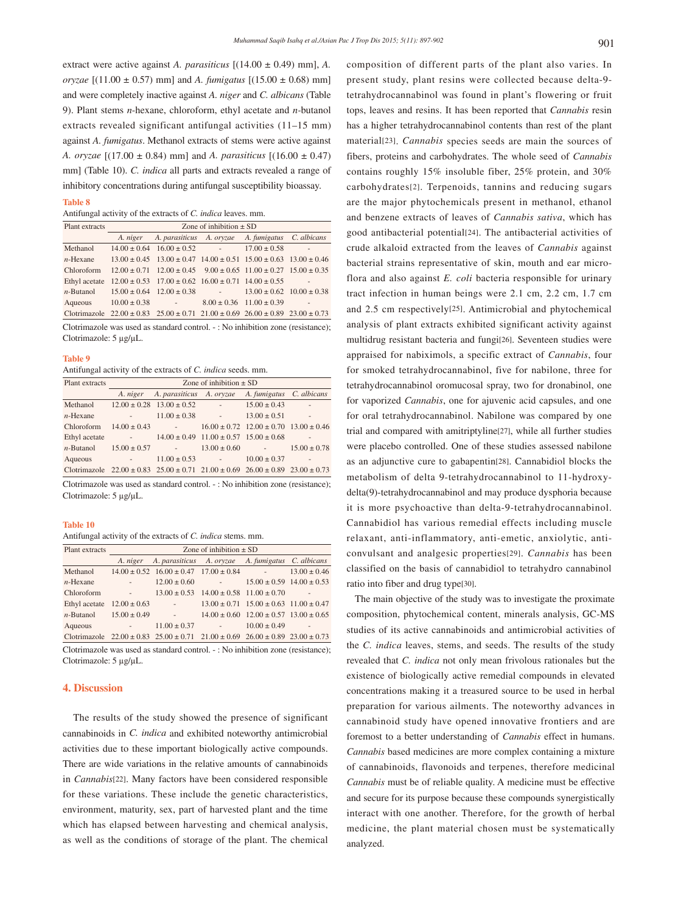extract were active against *A. parasiticus* [(14.00 ± 0.49) mm], *A. oryzae* [(11.00 ± 0.57) mm] and *A. fumigatus* [(15.00 ± 0.68) mm] and were completely inactive against *A. niger* and *C. albicans* (Table 9). Plant stems *n*-hexane, chloroform, ethyl acetate and *n*-butanol extracts revealed significant antifungal activities (11–15 mm) against *A. fumigatus*. Methanol extracts of stems were active against *A. oryzae* [(17.00 ± 0.84) mm] and *A. parasiticus* [(16.00 ± 0.47) mm] (Table 10). *C. indica* all parts and extracts revealed a range of inhibitory concentrations during antifungal susceptibility bioassay.

**Table 8**

Antifungal activity of the extracts of *C. indica* leaves. mm.

| Plant extracts | Zone of inhibition ± SD | | | | |
|---|---|---|---|---|---|
| | *A. niger* | *A. parasiticus* | *A. oryzae* | *A. fumigatus* | *C. albicans* |
| Methanol | 14.00 ± 0.64 | 16.00 ± 0.52 | - | 17.00 ± 0.58 | - |
| *n*-Hexane | 13.00 ± 0.45 | 13.00 ± 0.47 | 14.00 ± 0.51 | 15.00 ± 0.63 | 13.00 ± 0.46 |
| Chloroform | 12.00 ± 0.71 | 12.00 ± 0.45 | 9.00 ± 0.65 | 11.00 ± 0.27 | 15.00 ± 0.35 |
| Ethyl acetate | 12.00 ± 0.53 | 17.00 ± 0.62 | 16.00 ± 0.71 | 14.00 ± 0.55 | - |
| *n*-Butanol | 15.00 ± 0.64 | 12.00 ± 0.38 | - | 13.00 ± 0.62 | 10.00 ± 0.38 |
| Aqueous | 10.00 ± 0.38 | - | 8.00 ± 0.36 | 11.00 ± 0.39 | - |
| Clotrimazole | 22.00 ± 0.83 | 25.00 ± 0.71 | 21.00 ± 0.69 | 26.00 ± 0.89 | 23.00 ± 0.73 |

Clotrimazole was used as standard control. - : No inhibition zone (resistance); Clotrimazole: 5 μg/μL.

**Table 9**

Antifungal activity of the extracts of *C. indica* seeds. mm.

| Plant extracts | Zone of inhibition ± SD | | | | |
|---|---|---|---|---|---|
| | *A. niger* | *A. parasiticus* | *A. oryzae* | *A. fumigatus* | *C. albicans* |
| Methanol | 12.00 ± 0.28 | 13.00 ± 0.52 | - | 15.00 ± 0.43 | - |
| *n*-Hexane | - | 11.00 ± 0.38 | - | 13.00 ± 0.51 | - |
| Chloroform | 14.00 ± 0.43 | - | 16.00 ± 0.72 | 12.00 ± 0.70 | 13.00 ± 0.46 |
| Ethyl acetate | - | 14.00 ± 0.49 | 11.00 ± 0.57 | 15.00 ± 0.68 | - |
| *n*-Butanol | 15.00 ± 0.57 | - | 13.00 ± 0.60 | - | 15.00 ± 0.78 |
| Aqueous | - | 11.00 ± 0.53 | - | 10.00 ± 0.37 | - |
| Clotrimazole | 22.00 ± 0.83 | 25.00 ± 0.71 | 21.00 ± 0.69 | 26.00 ± 0.89 | 23.00 ± 0.73 |

Clotrimazole was used as standard control. - : No inhibition zone (resistance); Clotrimazole: 5 μg/μL.

**Table 10**

Antifungal activity of the extracts of *C. indica* stems. mm.

| Plant extracts | Zone of inhibition ± SD | | | | |
|---|---|---|---|---|---|
| | *A. niger* | *A. parasiticus* | *A. oryzae* | *A. fumigatus* | *C. albicans* |
| Methanol | 14.00 ± 0.52 | 16.00 ± 0.47 | 17.00 ± 0.84 | - | 13.00 ± 0.46 |
| *n*-Hexane | - | 12.00 ± 0.60 | - | 15.00 ± 0.59 | 14.00 ± 0.53 |
| Chloroform | - | 13.00 ± 0.53 | 14.00 ± 0.58 | 11.00 ± 0.70 | - |
| Ethyl acetate | 12.00 ± 0.63 | - | 13.00 ± 0.71 | 15.00 ± 0.63 | 11.00 ± 0.47 |
| *n*-Butanol | 15.00 ± 0.49 | - | 14.00 ± 0.60 | 12.00 ± 0.57 | 13.00 ± 0.65 |
| Aqueous | - | 11.00 ± 0.37 | - | 10.00 ± 0.49 | - |
| Clotrimazole | 22.00 ± 0.83 | 25.00 ± 0.71 | 21.00 ± 0.69 | 26.00 ± 0.89 | 23.00 ± 0.73 |

Clotrimazole was used as standard control. - : No inhibition zone (resistance); Clotrimazole: 5 μg/μL.

## 4. Discussion

The results of the study showed the presence of significant cannabinoids in *C. indica* and exhibited noteworthy antimicrobial activities due to these important biologically active compounds. There are wide variations in the relative amounts of cannabinoids in *Cannabis*[22]. Many factors have been considered responsible for these variations. These include the genetic characteristics, environment, maturity, sex, part of harvested plant and the time which has elapsed between harvesting and chemical analysis, as well as the conditions of storage of the plant. The chemical composition of different parts of the plant also varies. In present study, plant resins were collected because delta-9-tetrahydrocannabinol was found in plant's flowering or fruit tops, leaves and resins. It has been reported that *Cannabis* resin has a higher tetrahydrocannabinol contents than rest of the plant material[23]. *Cannabis* species seeds are main the sources of fibers, proteins and carbohydrates. The whole seed of *Cannabis* contains roughly 15% insoluble fiber, 25% protein, and 30% carbohydrates[2]. Terpenoids, tannins and reducing sugars are the major phytochemicals present in methanol, ethanol and benzene extracts of leaves of *Cannabis sativa*, which has good antibacterial potential[24]. The antibacterial activities of crude alkaloid extracted from the leaves of *Cannabis* against bacterial strains representative of skin, mouth and ear micro-flora and also against *E. coli* bacteria responsible for urinary tract infection in human beings were 2.1 cm, 2.2 cm, 1.7 cm and 2.5 cm respectively[25]. Antimicrobial and phytochemical analysis of plant extracts exhibited significant activity against multidrug resistant bacteria and fungi[26]. Seventeen studies were appraised for nabiximols, a specific extract of *Cannabis*, four for smoked tetrahydrocannabinol, five for nabilone, three for tetrahydrocannabinol oromucosal spray, two for dronabinol, one for vaporized *Cannabis*, one for ajuvenic acid capsules, and one for oral tetrahydrocannabinol. Nabilone was compared by one trial and compared with amitriptyline[27], while all further studies were placebo controlled. One of these studies assessed nabilone as an adjunctive cure to gabapentin[28]. Cannabidiol blocks the metabolism of delta 9-tetrahydrocannabinol to 11-hydroxy-delta(9)-tetrahydrocannabinol and may produce dysphoria because it is more psychoactive than delta-9-tetrahydrocannabinol. Cannabidiol has various remedial effects including muscle relaxant, anti-inflammatory, anti-emetic, anxiolytic, anti-convulsant and analgesic properties[29]. *Cannabis* has been classified on the basis of cannabidiol to tetrahydro cannabinol ratio into fiber and drug type[30].

The main objective of the study was to investigate the proximate composition, phytochemical content, minerals analysis, GC-MS studies of its active cannabinoids and antimicrobial activities of the *C. indica* leaves, stems, and seeds. The results of the study revealed that *C. indica* not only mean frivolous rationales but the existence of biologically active remedial compounds in elevated concentrations making it a treasured source to be used in herbal preparation for various ailments. The noteworthy advances in cannabinoid study have opened innovative frontiers and are foremost to a better understanding of *Cannabis* effect in humans. *Cannabis* based medicines are more complex containing a mixture of cannabinoids, flavonoids and terpenes, therefore medicinal *Cannabis* must be of reliable quality. A medicine must be effective and secure for its purpose because these compounds synergistically interact with one another. Therefore, for the growth of herbal medicine, the plant material chosen must be systematically analyzed.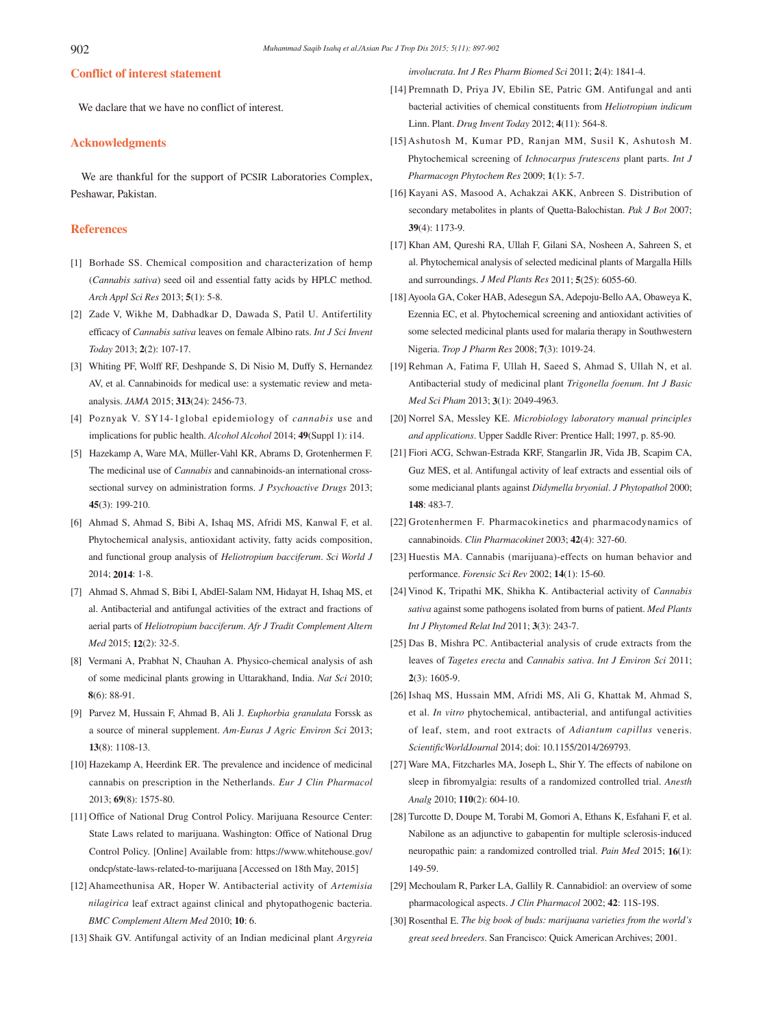## Conflict of interest statement

We daclare that we have no conflict of interest.

## Acknowledgments

We are thankful for the support of PCSIR Laboratories Complex, Peshawar, Pakistan.

## References

[1] Borhade SS. Chemical composition and characterization of hemp (*Cannabis sativa*) seed oil and essential fatty acids by HPLC method. *Arch Appl Sci Res* 2013; **5**(1): 5-8.

[2] Zade V, Wikhe M, Dabhadkar D, Dawada S, Patil U. Antifertility efficacy of *Cannabis sativa* leaves on female Albino rats. *Int J Sci Invent Today* 2013; **2**(2): 107-17.

[3] Whiting PF, Wolff RF, Deshpande S, Di Nisio M, Duffy S, Hernandez AV, et al. Cannabinoids for medical use: a systematic review and meta-analysis. *JAMA* 2015; **313**(24): 2456-73.

[4] Poznyak V. SY14-1global epidemiology of *cannabis* use and implications for public health. *Alcohol Alcohol* 2014; **49**(Suppl 1): i14.

[5] Hazekamp A, Ware MA, Müller-Vahl KR, Abrams D, Grotenhermen F. The medicinal use of *Cannabis* and cannabinoids-an international cross-sectional survey on administration forms. *J Psychoactive Drugs* 2013; **45**(3): 199-210.

[6] Ahmad S, Ahmad S, Bibi A, Ishaq MS, Afridi MS, Kanwal F, et al. Phytochemical analysis, antioxidant activity, fatty acids composition, and functional group analysis of *Heliotropium bacciferum*. *Sci World J* 2014; **2014**: 1-8.

[7] Ahmad S, Ahmad S, Bibi I, AbdEl-Salam NM, Hidayat H, Ishaq MS, et al. Antibacterial and antifungal activities of the extract and fractions of aerial parts of *Heliotropium bacciferum*. *Afr J Tradit Complement Altern Med* 2015; **12**(2): 32-5.

[8] Vermani A, Prabhat N, Chauhan A. Physico-chemical analysis of ash of some medicinal plants growing in Uttarakhand, India. *Nat Sci* 2010; **8**(6): 88-91.

[9] Parvez M, Hussain F, Ahmad B, Ali J. *Euphorbia granulata* Forssk as a source of mineral supplement. *Am-Euras J Agric Environ Sci* 2013; **13**(8): 1108-13.

[10] Hazekamp A, Heerdink ER. The prevalence and incidence of medicinal cannabis on prescription in the Netherlands. *Eur J Clin Pharmacol* 2013; **69**(8): 1575-80.

[11] Office of National Drug Control Policy. Marijuana Resource Center: State Laws related to marijuana. Washington: Office of National Drug Control Policy. [Online] Available from: https://www.whitehouse.gov/ondcp/state-laws-related-to-marijuana [Accessed on 18th May, 2015]

[12] Ahameethunisa AR, Hoper W. Antibacterial activity of *Artemisia nilagirica* leaf extract against clinical and phytopathogenic bacteria. *BMC Complement Altern Med* 2010; **10**: 6.

[13] Shaik GV. Antifungal activity of an Indian medicinal plant *Argyreia involucrata*. *Int J Res Pharm Biomed Sci* 2011; **2**(4): 1841-4.

[14] Premnath D, Priya JV, Ebilin SE, Patric GM. Antifungal and anti bacterial activities of chemical constituents from *Heliotropium indicum* Linn. Plant. *Drug Invent Today* 2012; **4**(11): 564-8.

[15] Ashutosh M, Kumar PD, Ranjan MM, Susil K, Ashutosh M. Phytochemical screening of *Ichnocarpus frutescens* plant parts. *Int J Pharmacogn Phytochem Res* 2009; **1**(1): 5-7.

[16] Kayani AS, Masood A, Achakzai AKK, Anbreen S. Distribution of secondary metabolites in plants of Quetta-Balochistan. *Pak J Bot* 2007; **39**(4): 1173-9.

[17] Khan AM, Qureshi RA, Ullah F, Gilani SA, Nosheen A, Sahreen S, et al. Phytochemical analysis of selected medicinal plants of Margalla Hills and surroundings. *J Med Plants Res* 2011; **5**(25): 6055-60.

[18] Ayoola GA, Coker HAB, Adesegun SA, Adepoju-Bello AA, Obaweya K, Ezennia EC, et al. Phytochemical screening and antioxidant activities of some selected medicinal plants used for malaria therapy in Southwestern Nigeria. *Trop J Pharm Res* 2008; **7**(3): 1019-24.

[19] Rehman A, Fatima F, Ullah H, Saeed S, Ahmad S, Ullah N, et al. Antibacterial study of medicinal plant *Trigonella foenum*. *Int J Basic Med Sci Pham* 2013; **3**(1): 2049-4963.

[20] Norrel SA, Messley KE. *Microbiology laboratory manual principles and applications*. Upper Saddle River: Prentice Hall; 1997, p. 85-90.

[21] Fiori ACG, Schwan-Estrada KRF, Stangarlin JR, Vida JB, Scapim CA, Guz MES, et al. Antifungal activity of leaf extracts and essential oils of some medicianal plants against *Didymella bryonial*. *J Phytopathol* 2000; **148**: 483-7.

[22] Grotenhermen F. Pharmacokinetics and pharmacodynamics of cannabinoids. *Clin Pharmacokinet* 2003; **42**(4): 327-60.

[23] Huestis MA. Cannabis (marijuana)-effects on human behavior and performance. *Forensic Sci Rev* 2002; **14**(1): 15-60.

[24] Vinod K, Tripathi MK, Shikha K. Antibacterial activity of *Cannabis sativa* against some pathogens isolated from burns of patient. *Med Plants Int J Phytomed Relat Ind* 2011; **3**(3): 243-7.

[25] Das B, Mishra PC. Antibacterial analysis of crude extracts from the leaves of *Tagetes erecta* and *Cannabis sativa*. *Int J Environ Sci* 2011; **2**(3): 1605-9.

[26] Ishaq MS, Hussain MM, Afridi MS, Ali G, Khattak M, Ahmad S, et al. *In vitro* phytochemical, antibacterial, and antifungal activities of leaf, stem, and root extracts of *Adiantum capillus* veneris. *ScientificWorldJournal* 2014; doi: 10.1155/2014/269793.

[27] Ware MA, Fitzcharles MA, Joseph L, Shir Y. The effects of nabilone on sleep in fibromyalgia: results of a randomized controlled trial. *Anesth Analg* 2010; **110**(2): 604-10.

[28] Turcotte D, Doupe M, Torabi M, Gomori A, Ethans K, Esfahani F, et al. Nabilone as an adjunctive to gabapentin for multiple sclerosis-induced neuropathic pain: a randomized controlled trial. *Pain Med* 2015; **16**(1): 149-59.

[29] Mechoulam R, Parker LA, Gallily R. Cannabidiol: an overview of some pharmacological aspects. *J Clin Pharmacol* 2002; **42**: 11S-19S.

[30] Rosenthal E. *The big book of buds: marijuana varieties from the world's great seed breeders*. San Francisco: Quick American Archives; 2001.